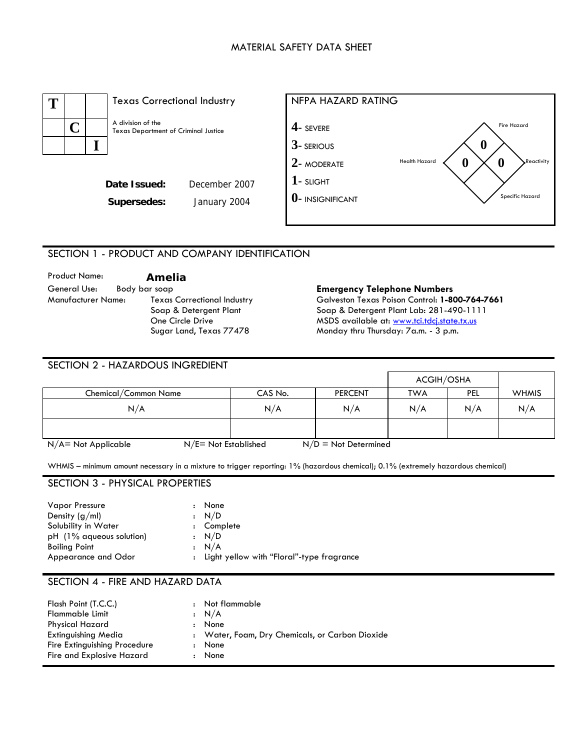# MATERIAL SAFETY DATA SHEET

**TCI**

Texas Correctional Industry

A division of the Texas Department of Criminal Justice

**Date Issued:** December 2007

**Supersedes:** January 2004

**NFPA HAZARD RATING**

- **4**- SEVERE
- **3**- SERIOUS
- **2**- MODERATE
- **1**- SLIGHT
- **0**- INSIGNIFICANT

| Fire Hazard | Health Hazard | Reactivity | Specific Hazard |
|---|---|---|---|
| 0 | 0 | 0 | |

## SECTION 1 - PRODUCT AND COMPANY IDENTIFICATION

Product Name: **Amelia**

General Use: Body bar soap

Manufacturer Name: Texas Correctional Industry
Soap & Detergent Plant
One Circle Drive
Sugar Land, Texas 77478

**Emergency Telephone Numbers**

Galveston Texas Poison Control: **1-800-764-7661**
Soap & Detergent Plant Lab: 281-490-1111
MSDS available at: [www.tci.tdcj.state.tx.us](http://www.tci.tdcj.state.tx.us)
Monday thru Thursday: 7a.m. - 3 p.m.

## SECTION 2 - HAZARDOUS INGREDIENT

| Chemical/Common Name | CAS No. | PERCENT | ACGIH/OSHA TWA | ACGIH/OSHA PEL | WHMIS |
|---|---|---|---|---|---|
| N/A | N/A | N/A | N/A | N/A | N/A |
| | | | | | |

N/A= Not Applicable N/E= Not Established N/D = Not Determined

WHMIS – minimum amount necessary in a mixture to trigger reporting: 1% (hazardous chemical); 0.1% (extremely hazardous chemical)

## SECTION 3 - PHYSICAL PROPERTIES

| | |
|---|---|
| Vapor Pressure | : None |
| Density (g/ml) | : N/D |
| Solubility in Water | : Complete |
| pH (1% aqueous solution) | : N/D |
| Boiling Point | : N/A |
| Appearance and Odor | : Light yellow with "Floral"-type fragrance |

## SECTION 4 - FIRE AND HAZARD DATA

| | |
|---|---|
| Flash Point (T.C.C.) | : Not flammable |
| Flammable Limit | : N/A |
| Physical Hazard | : None |
| Extinguishing Media | : Water, Foam, Dry Chemicals, or Carbon Dioxide |
| Fire Extinguishing Procedure | : None |
| Fire and Explosive Hazard | : None |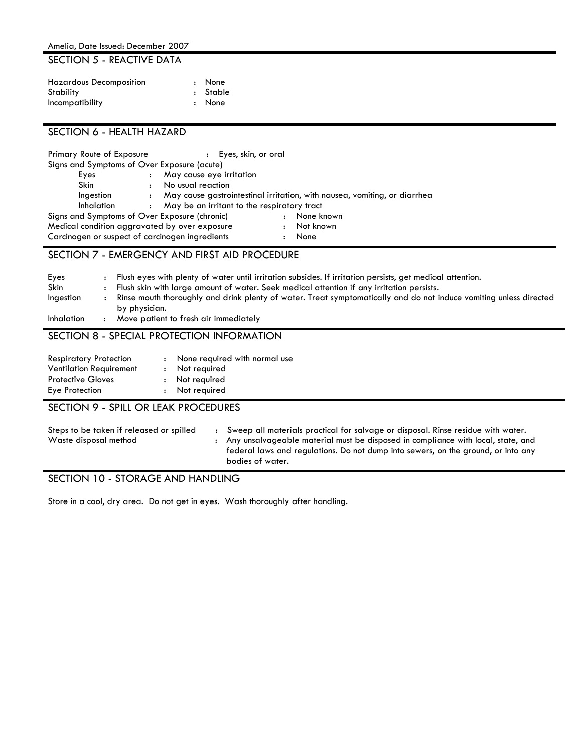## SECTION 5 - REACTIVE DATA

| | | |
|---|---|---|
| Hazardous Decomposition | : | None |
| Stability | : | Stable |
| Incompatibility | : | None |

## SECTION 6 - HEALTH HAZARD

Primary Route of Exposure : Eyes, skin, or oral

Signs and Symptoms of Over Exposure (acute)

| | | |
|---|---|---|
| Eyes | : | May cause eye irritation |
| Skin | : | No usual reaction |
| Ingestion | : | May cause gastrointestinal irritation, with nausea, vomiting, or diarrhea |
| Inhalation | : | May be an irritant to the respiratory tract |

| | | |
|---|---|---|
| Signs and Symptoms of Over Exposure (chronic) | : | None known |
| Medical condition aggravated by over exposure | : | Not known |
| Carcinogen or suspect of carcinogen ingredients | : | None |

## SECTION 7 - EMERGENCY AND FIRST AID PROCEDURE

| | | |
|---|---|---|
| Eyes | : | Flush eyes with plenty of water until irritation subsides. If irritation persists, get medical attention. |
| Skin | : | Flush skin with large amount of water. Seek medical attention if any irritation persists. |
| Ingestion | : | Rinse mouth thoroughly and drink plenty of water. Treat symptomatically and do not induce vomiting unless directed by physician. |
| Inhalation | : | Move patient to fresh air immediately |

## SECTION 8 - SPECIAL PROTECTION INFORMATION

| | | |
|---|---|---|
| Respiratory Protection | : | None required with normal use |
| Ventilation Requirement | : | Not required |
| Protective Gloves | : | Not required |
| Eye Protection | : | Not required |

## SECTION 9 - SPILL OR LEAK PROCEDURES

| | | |
|---|---|---|
| Steps to be taken if released or spilled | : | Sweep all materials practical for salvage or disposal. Rinse residue with water. |
| Waste disposal method | : | Any unsalvageable material must be disposed in compliance with local, state, and federal laws and regulations. Do not dump into sewers, on the ground, or into any bodies of water. |

## SECTION 10 - STORAGE AND HANDLING

Store in a cool, dry area. Do not get in eyes. Wash thoroughly after handling.